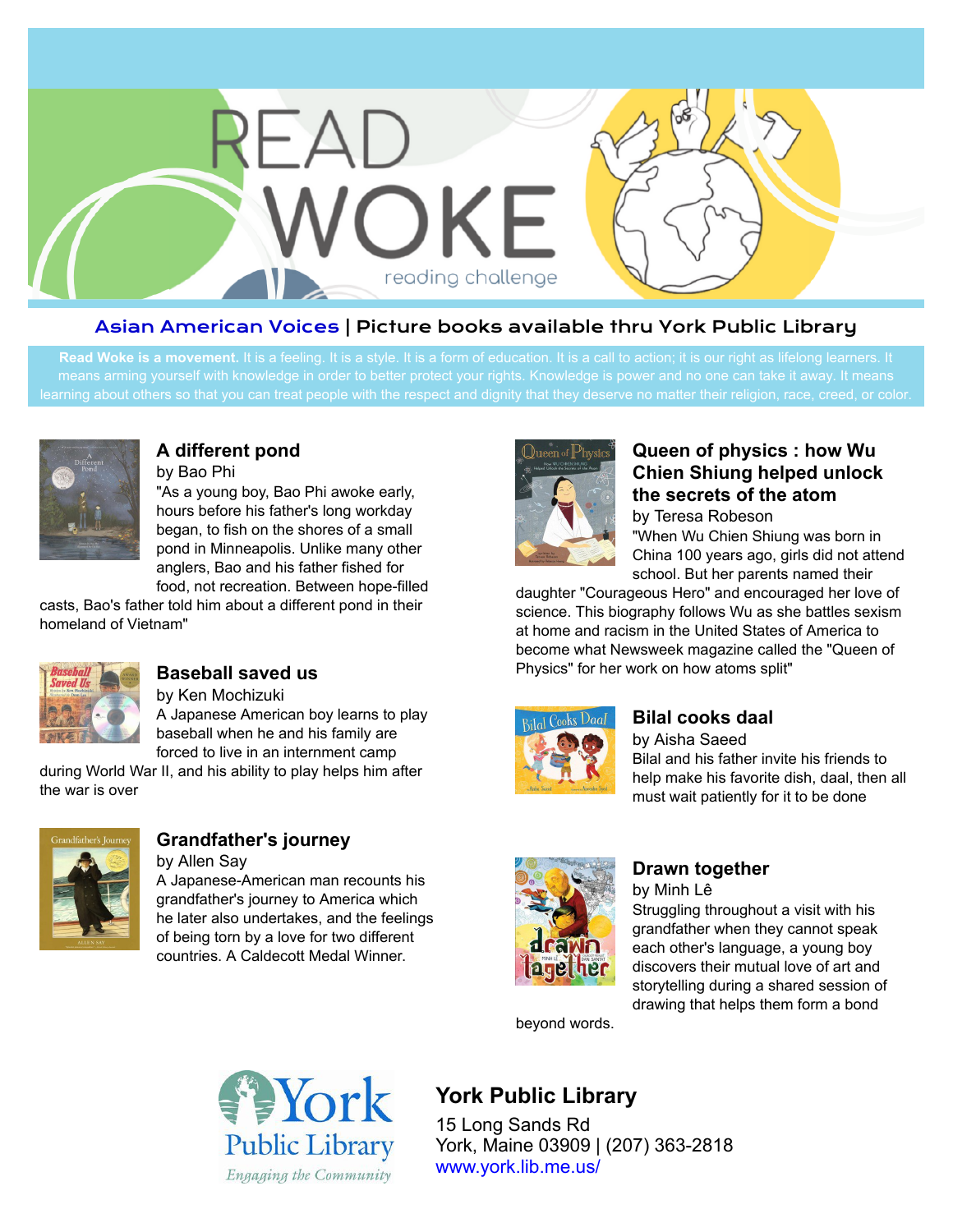# READ WOKE

reading challenge

## Asian American Voices | Picture books available thru York Public Library

**Read Woke is a movement.** It is a feeling. It is a style. It is a form of education. It is a call to action; it is our right as lifelong learners. It means arming yourself with knowledge in order to better protect your rights. Knowledge is power and no one can take it away. It means learning about others so that you can treat people with the respect and dignity that they deserve no matter their religion, race, creed, or color.

### A different pond

by Bao Phi

"As a young boy, Bao Phi awoke early, hours before his father's long workday began, to fish on the shores of a small pond in Minneapolis. Unlike many other anglers, Bao and his father fished for food, not recreation. Between hope-filled casts, Bao's father told him about a different pond in their homeland of Vietnam"

### Baseball saved us

by Ken Mochizuki

A Japanese American boy learns to play baseball when he and his family are forced to live in an internment camp during World War II, and his ability to play helps him after the war is over

### Grandfather's journey

by Allen Say

A Japanese-American man recounts his grandfather's journey to America which he later also undertakes, and the feelings of being torn by a love for two different countries. A Caldecott Medal Winner.

### Queen of physics : how Wu Chien Shiung helped unlock the secrets of the atom

by Teresa Robeson

"When Wu Chien Shiung was born in China 100 years ago, girls did not attend school. But her parents named their daughter "Courageous Hero" and encouraged her love of science. This biography follows Wu as she battles sexism at home and racism in the United States of America to become what Newsweek magazine called the "Queen of Physics" for her work on how atoms split"

### Bilal cooks daal

by Aisha Saeed

Bilal and his father invite his friends to help make his favorite dish, daal, then all must wait patiently for it to be done

### Drawn together

by Minh Lê

Struggling throughout a visit with his grandfather when they cannot speak each other's language, a young boy discovers their mutual love of art and storytelling during a shared session of drawing that helps them form a bond beyond words.

York Public Library

*Engaging the Community*

## York Public Library

15 Long Sands Rd
York, Maine 03909 | (207) 363-2818
www.york.lib.me.us/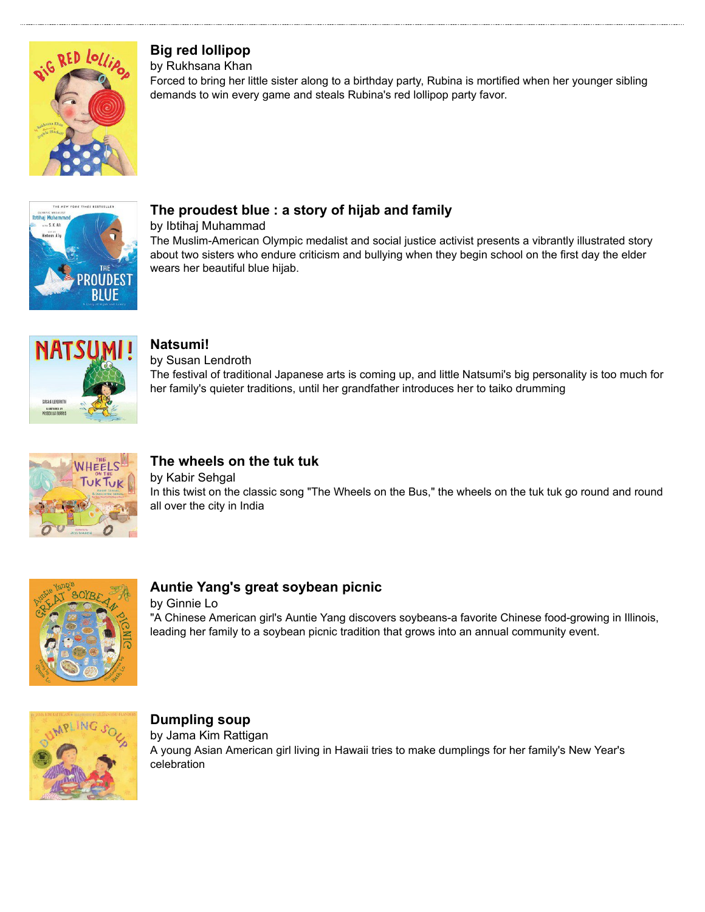### Big red lollipop

by Rukhsana Khan

Forced to bring her little sister along to a birthday party, Rubina is mortified when her younger sibling demands to win every game and steals Rubina's red lollipop party favor.

### The proudest blue : a story of hijab and family

by Ibtihaj Muhammad

The Muslim-American Olympic medalist and social justice activist presents a vibrantly illustrated story about two sisters who endure criticism and bullying when they begin school on the first day the elder wears her beautiful blue hijab.

### Natsumi!

by Susan Lendroth

The festival of traditional Japanese arts is coming up, and little Natsumi's big personality is too much for her family's quieter traditions, until her grandfather introduces her to taiko drumming

### The wheels on the tuk tuk

by Kabir Sehgal

In this twist on the classic song "The Wheels on the Bus," the wheels on the tuk tuk go round and round all over the city in India

### Auntie Yang's great soybean picnic

by Ginnie Lo

"A Chinese American girl's Auntie Yang discovers soybeans-a favorite Chinese food-growing in Illinois, leading her family to a soybean picnic tradition that grows into an annual community event.

### Dumpling soup

by Jama Kim Rattigan

A young Asian American girl living in Hawaii tries to make dumplings for her family's New Year's celebration